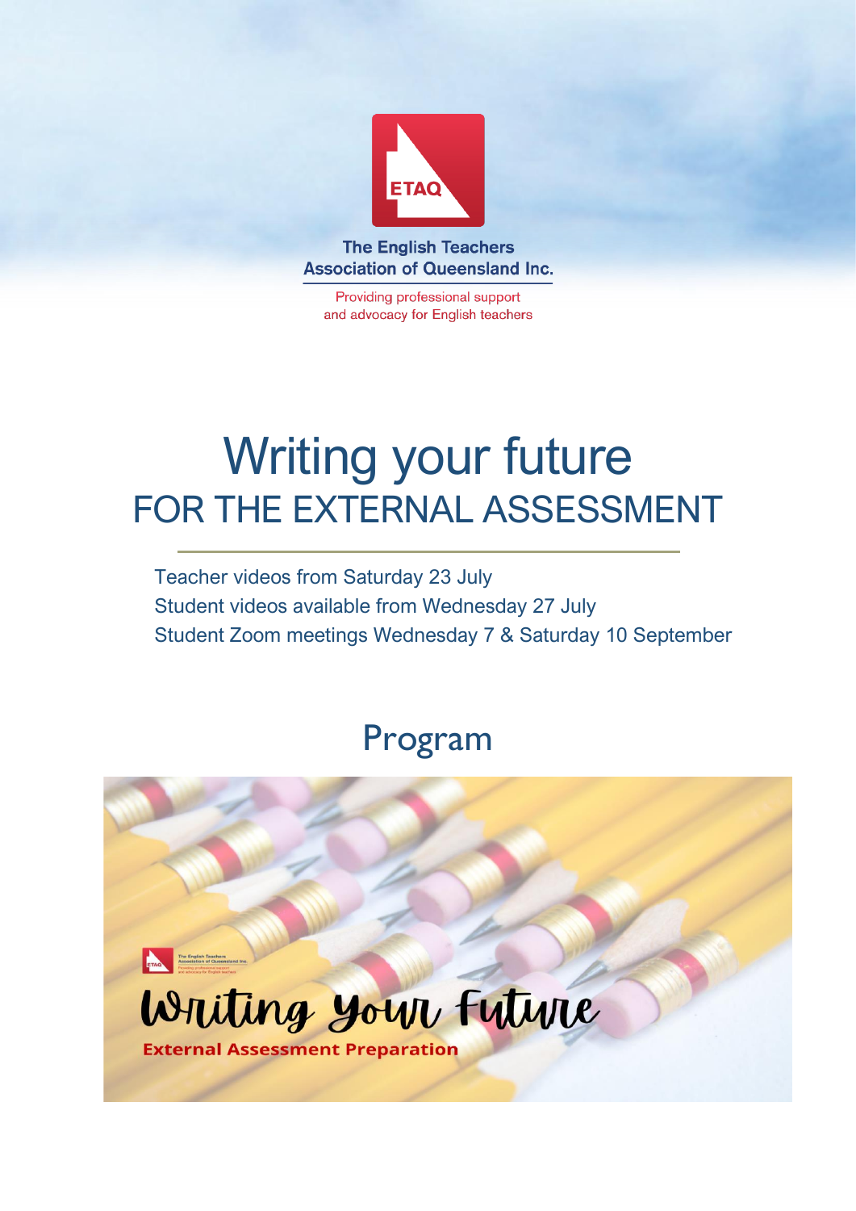ETAQ

The English Teachers Association of Queensland Inc.

Providing professional support and advocacy for English teachers

# Writing your future
## FOR THE EXTERNAL ASSESSMENT

Teacher videos from Saturday 23 July
Student videos available from Wednesday 27 July
Student Zoom meetings Wednesday 7 & Saturday 10 September

## Program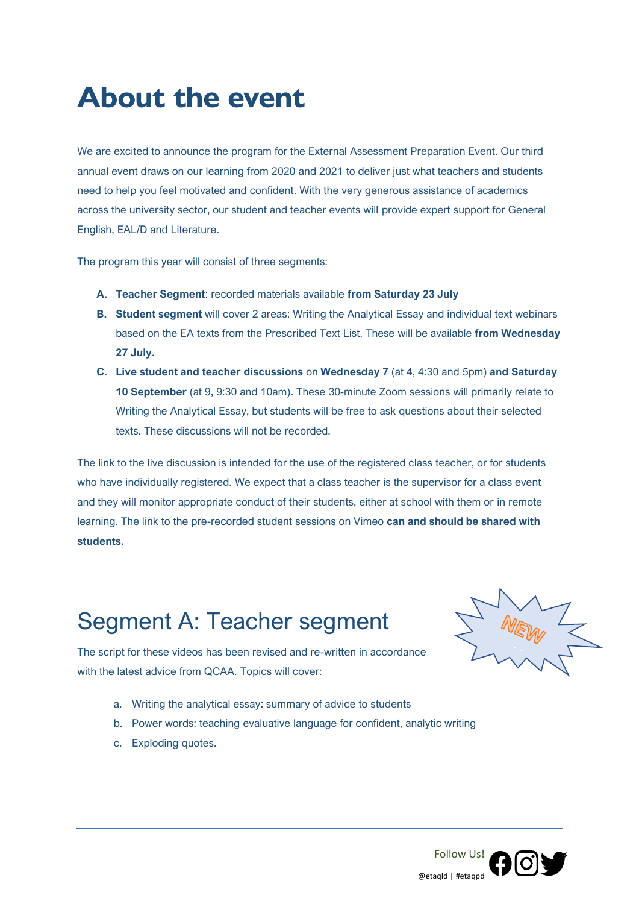# About the event

We are excited to announce the program for the External Assessment Preparation Event. Our third annual event draws on our learning from 2020 and 2021 to deliver just what teachers and students need to help you feel motivated and confident. With the very generous assistance of academics across the university sector, our student and teacher events will provide expert support for General English, EAL/D and Literature.

The program this year will consist of three segments:

A. **Teacher Segment**: recorded materials available **from Saturday 23 July**
B. **Student segment** will cover 2 areas: Writing the Analytical Essay and individual text webinars based on the EA texts from the Prescribed Text List. These will be available **from Wednesday 27 July.**
C. **Live student and teacher discussions** on **Wednesday 7** (at 4, 4:30 and 5pm) **and Saturday 10 September** (at 9, 9:30 and 10am). These 30-minute Zoom sessions will primarily relate to Writing the Analytical Essay, but students will be free to ask questions about their selected texts. These discussions will not be recorded.

The link to the live discussion is intended for the use of the registered class teacher, or for students who have individually registered. We expect that a class teacher is the supervisor for a class event and they will monitor appropriate conduct of their students, either at school with them or in remote learning. The link to the pre-recorded student sessions on Vimeo **can and should be shared with students.**

## Segment A: Teacher segment

NEW

The script for these videos has been revised and re-written in accordance with the latest advice from QCAA. Topics will cover:

a. Writing the analytical essay: summary of advice to students
b. Power words: teaching evaluative language for confident, analytic writing
c. Exploding quotes.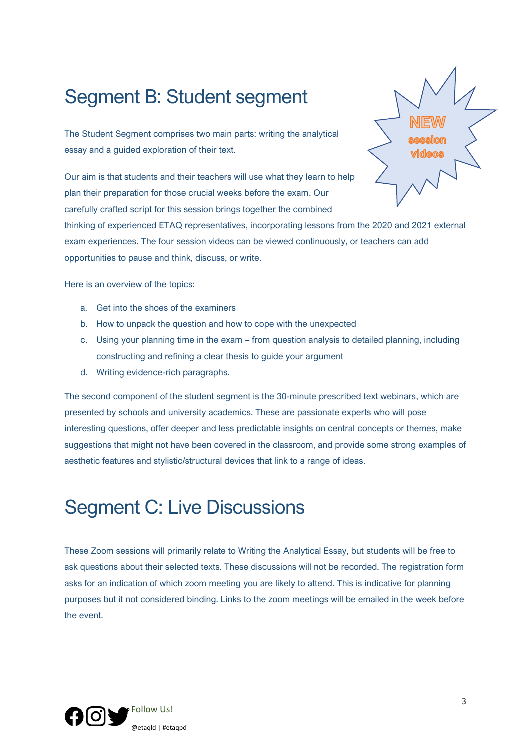# Segment B: Student segment

NEW session videos

The Student Segment comprises two main parts: writing the analytical essay and a guided exploration of their text.

Our aim is that students and their teachers will use what they learn to help plan their preparation for those crucial weeks before the exam. Our carefully crafted script for this session brings together the combined thinking of experienced ETAQ representatives, incorporating lessons from the 2020 and 2021 external exam experiences. The four session videos can be viewed continuously, or teachers can add opportunities to pause and think, discuss, or write.

Here is an overview of the topics:

a. Get into the shoes of the examiners
b. How to unpack the question and how to cope with the unexpected
c. Using your planning time in the exam – from question analysis to detailed planning, including constructing and refining a clear thesis to guide your argument
d. Writing evidence-rich paragraphs.

The second component of the student segment is the 30-minute prescribed text webinars, which are presented by schools and university academics. These are passionate experts who will pose interesting questions, offer deeper and less predictable insights on central concepts or themes, make suggestions that might not have been covered in the classroom, and provide some strong examples of aesthetic features and stylistic/structural devices that link to a range of ideas.

# Segment C: Live Discussions

These Zoom sessions will primarily relate to Writing the Analytical Essay, but students will be free to ask questions about their selected texts. These discussions will not be recorded. The registration form asks for an indication of which zoom meeting you are likely to attend. This is indicative for planning purposes but it not considered binding. Links to the zoom meetings will be emailed in the week before the event.

Follow Us!

@etaqld | #etaqpd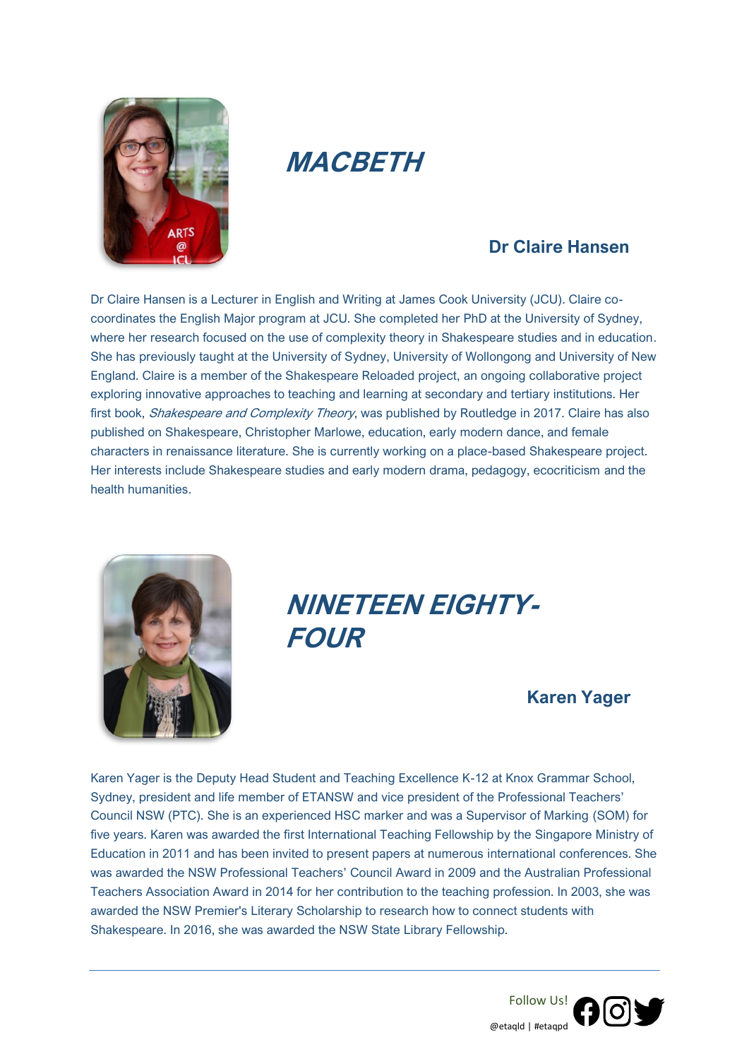## *MACBETH*

### Dr Claire Hansen

Dr Claire Hansen is a Lecturer in English and Writing at James Cook University (JCU). Claire co-coordinates the English Major program at JCU. She completed her PhD at the University of Sydney, where her research focused on the use of complexity theory in Shakespeare studies and in education. She has previously taught at the University of Sydney, University of Wollongong and University of New England. Claire is a member of the Shakespeare Reloaded project, an ongoing collaborative project exploring innovative approaches to teaching and learning at secondary and tertiary institutions. Her first book, *Shakespeare and Complexity Theory*, was published by Routledge in 2017. Claire has also published on Shakespeare, Christopher Marlowe, education, early modern dance, and female characters in renaissance literature. She is currently working on a place-based Shakespeare project. Her interests include Shakespeare studies and early modern drama, pedagogy, ecocriticism and the health humanities.

## *NINETEEN EIGHTY-FOUR*

### Karen Yager

Karen Yager is the Deputy Head Student and Teaching Excellence K-12 at Knox Grammar School, Sydney, president and life member of ETANSW and vice president of the Professional Teachers' Council NSW (PTC). She is an experienced HSC marker and was a Supervisor of Marking (SOM) for five years. Karen was awarded the first International Teaching Fellowship by the Singapore Ministry of Education in 2011 and has been invited to present papers at numerous international conferences. She was awarded the NSW Professional Teachers' Council Award in 2009 and the Australian Professional Teachers Association Award in 2014 for her contribution to the teaching profession. In 2003, she was awarded the NSW Premier's Literary Scholarship to research how to connect students with Shakespeare. In 2016, she was awarded the NSW State Library Fellowship.

Follow Us!
@etaqld | #etaqpd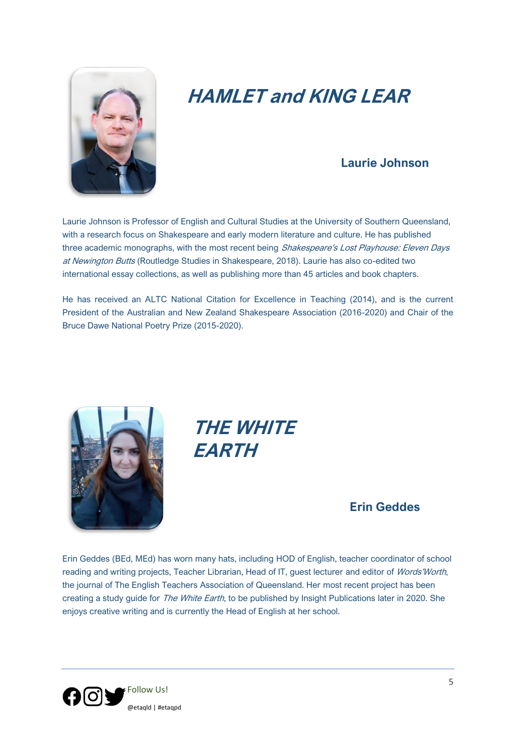## *HAMLET and KING LEAR*

### Laurie Johnson

Laurie Johnson is Professor of English and Cultural Studies at the University of Southern Queensland, with a research focus on Shakespeare and early modern literature and culture. He has published three academic monographs, with the most recent being *Shakespeare's Lost Playhouse: Eleven Days at Newington Butts* (Routledge Studies in Shakespeare, 2018). Laurie has also co-edited two international essay collections, as well as publishing more than 45 articles and book chapters.

He has received an ALTC National Citation for Excellence in Teaching (2014), and is the current President of the Australian and New Zealand Shakespeare Association (2016-2020) and Chair of the Bruce Dawe National Poetry Prize (2015-2020).

## *THE WHITE EARTH*

### Erin Geddes

Erin Geddes (BEd, MEd) has worn many hats, including HOD of English, teacher coordinator of school reading and writing projects, Teacher Librarian, Head of IT, guest lecturer and editor of *Words'Worth*, the journal of The English Teachers Association of Queensland. Her most recent project has been creating a study guide for *The White Earth*, to be published by Insight Publications later in 2020. She enjoys creative writing and is currently the Head of English at her school.

Follow Us!

@etaqld | #etaqpd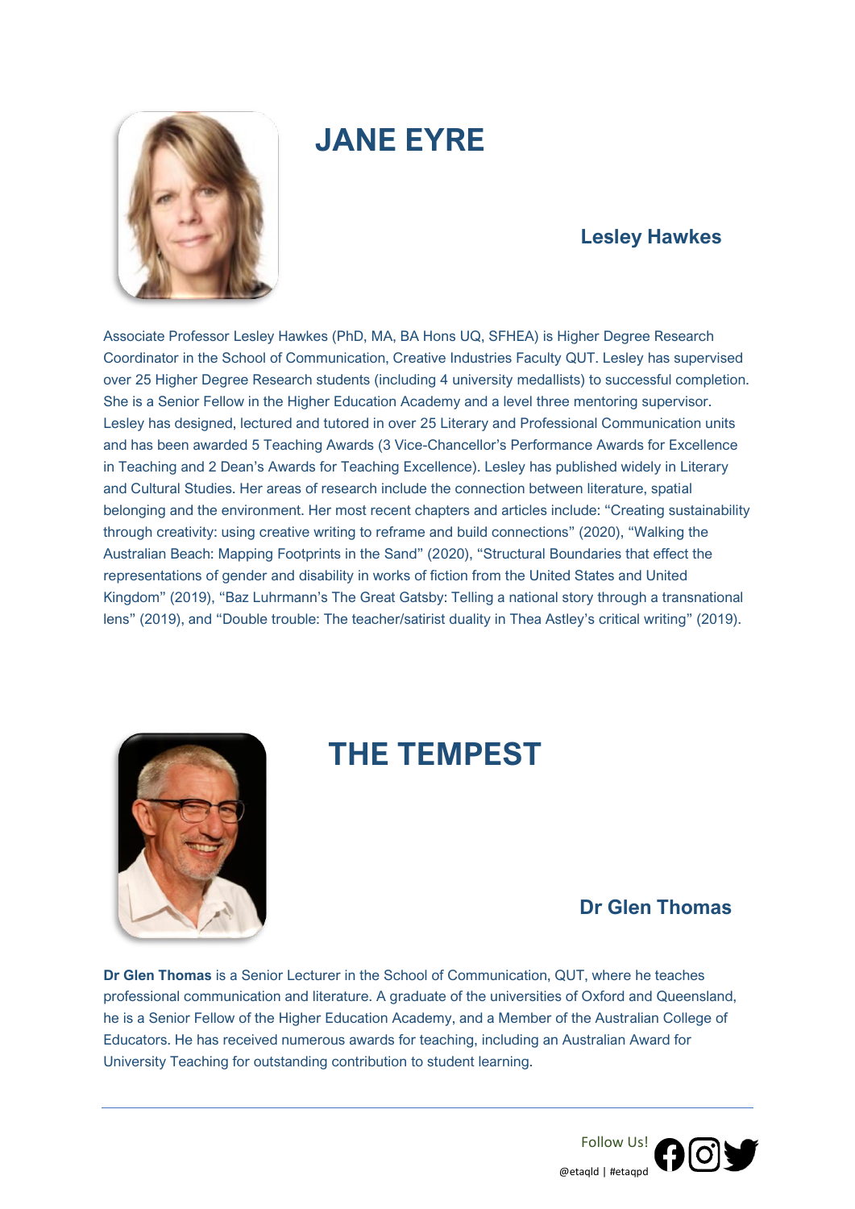## JANE EYRE

### Lesley Hawkes

Associate Professor Lesley Hawkes (PhD, MA, BA Hons UQ, SFHEA) is Higher Degree Research Coordinator in the School of Communication, Creative Industries Faculty QUT. Lesley has supervised over 25 Higher Degree Research students (including 4 university medallists) to successful completion. She is a Senior Fellow in the Higher Education Academy and a level three mentoring supervisor. Lesley has designed, lectured and tutored in over 25 Literary and Professional Communication units and has been awarded 5 Teaching Awards (3 Vice-Chancellor's Performance Awards for Excellence in Teaching and 2 Dean's Awards for Teaching Excellence). Lesley has published widely in Literary and Cultural Studies. Her areas of research include the connection between literature, spatial belonging and the environment. Her most recent chapters and articles include: "Creating sustainability through creativity: using creative writing to reframe and build connections" (2020), "Walking the Australian Beach: Mapping Footprints in the Sand" (2020), "Structural Boundaries that effect the representations of gender and disability in works of fiction from the United States and United Kingdom" (2019), "Baz Luhrmann's The Great Gatsby: Telling a national story through a transnational lens" (2019), and "Double trouble: The teacher/satirist duality in Thea Astley's critical writing" (2019).

## THE TEMPEST

### Dr Glen Thomas

**Dr Glen Thomas** is a Senior Lecturer in the School of Communication, QUT, where he teaches professional communication and literature. A graduate of the universities of Oxford and Queensland, he is a Senior Fellow of the Higher Education Academy, and a Member of the Australian College of Educators. He has received numerous awards for teaching, including an Australian Award for University Teaching for outstanding contribution to student learning.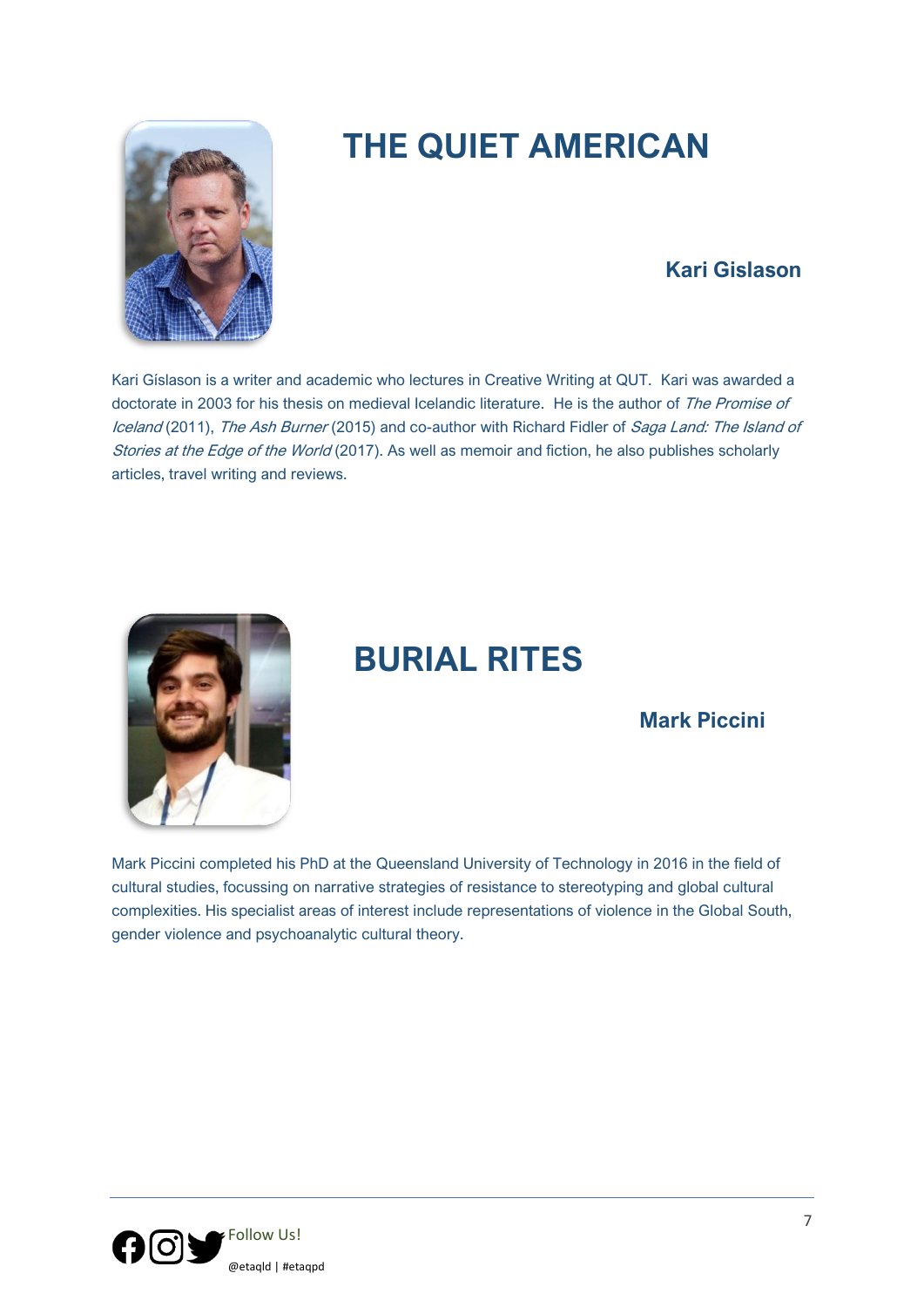# THE QUIET AMERICAN

### Kari Gislason

Kari Gíslason is a writer and academic who lectures in Creative Writing at QUT. Kari was awarded a doctorate in 2003 for his thesis on medieval Icelandic literature. He is the author of *The Promise of Iceland* (2011), *The Ash Burner* (2015) and co-author with Richard Fidler of *Saga Land: The Island of Stories at the Edge of the World* (2017). As well as memoir and fiction, he also publishes scholarly articles, travel writing and reviews.

# BURIAL RITES

### Mark Piccini

Mark Piccini completed his PhD at the Queensland University of Technology in 2016 in the field of cultural studies, focussing on narrative strategies of resistance to stereotyping and global cultural complexities. His specialist areas of interest include representations of violence in the Global South, gender violence and psychoanalytic cultural theory.

Follow Us!

@etaqld | #etaqpd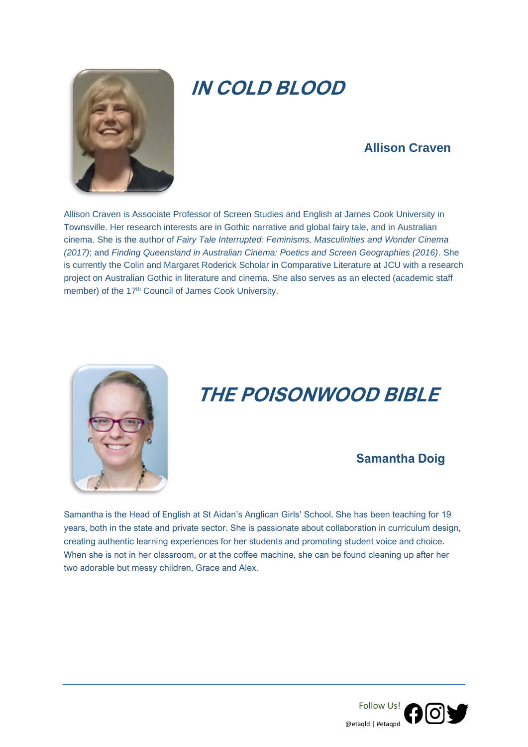## *IN COLD BLOOD*

### Allison Craven

Allison Craven is Associate Professor of Screen Studies and English at James Cook University in Townsville. Her research interests are in Gothic narrative and global fairy tale, and in Australian cinema. She is the author of *Fairy Tale Interrupted: Feminisms, Masculinities and Wonder Cinema (2017)*; and *Finding Queensland in Australian Cinema: Poetics and Screen Geographies (2016)*. She is currently the Colin and Margaret Roderick Scholar in Comparative Literature at JCU with a research project on Australian Gothic in literature and cinema. She also serves as an elected (academic staff member) of the 17th Council of James Cook University.

## *THE POISONWOOD BIBLE*

### Samantha Doig

Samantha is the Head of English at St Aidan's Anglican Girls' School. She has been teaching for 19 years, both in the state and private sector. She is passionate about collaboration in curriculum design, creating authentic learning experiences for her students and promoting student voice and choice. When she is not in her classroom, or at the coffee machine, she can be found cleaning up after her two adorable but messy children, Grace and Alex.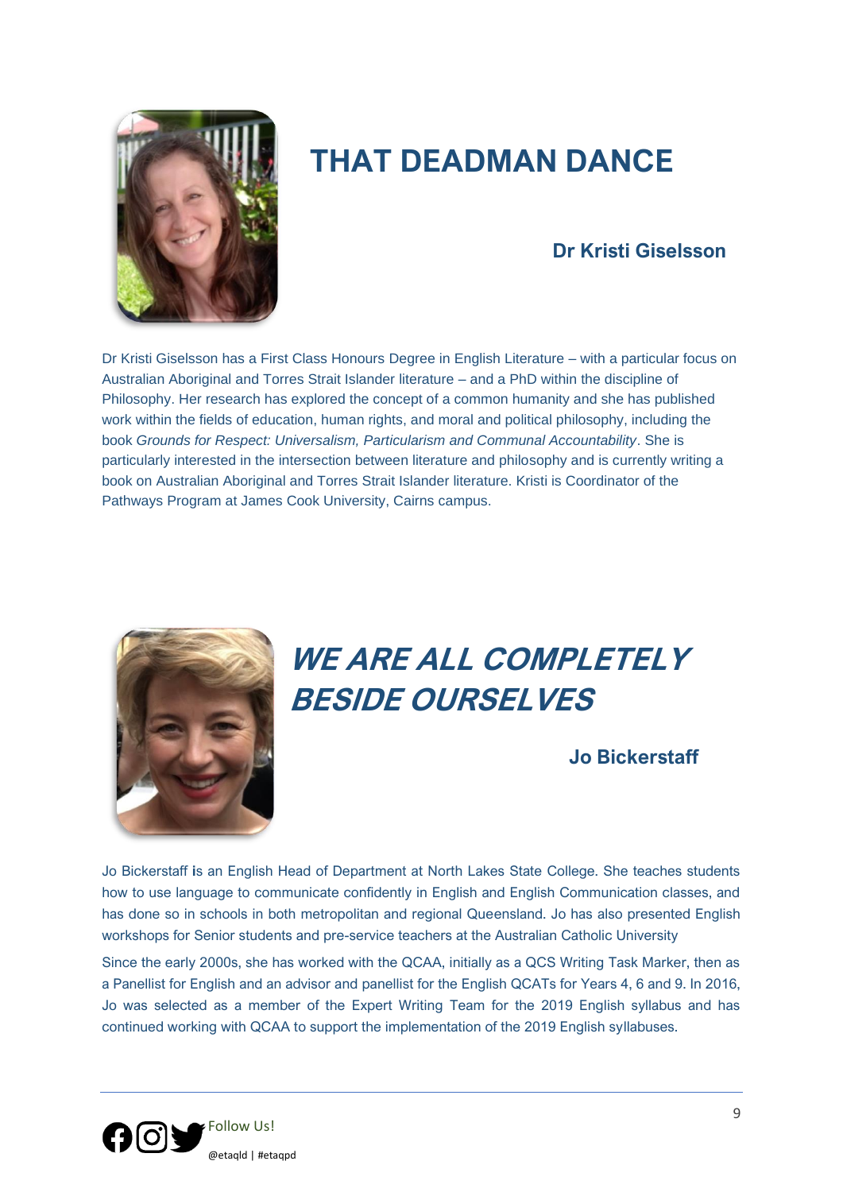# THAT DEADMAN DANCE

### Dr Kristi Giselsson

Dr Kristi Giselsson has a First Class Honours Degree in English Literature – with a particular focus on Australian Aboriginal and Torres Strait Islander literature – and a PhD within the discipline of Philosophy. Her research has explored the concept of a common humanity and she has published work within the fields of education, human rights, and moral and political philosophy, including the book *Grounds for Respect: Universalism, Particularism and Communal Accountability*. She is particularly interested in the intersection between literature and philosophy and is currently writing a book on Australian Aboriginal and Torres Strait Islander literature. Kristi is Coordinator of the Pathways Program at James Cook University, Cairns campus.

# *WE ARE ALL COMPLETELY BESIDE OURSELVES*

### Jo Bickerstaff

Jo Bickerstaff is an English Head of Department at North Lakes State College. She teaches students how to use language to communicate confidently in English and English Communication classes, and has done so in schools in both metropolitan and regional Queensland. Jo has also presented English workshops for Senior students and pre-service teachers at the Australian Catholic University

Since the early 2000s, she has worked with the QCAA, initially as a QCS Writing Task Marker, then as a Panellist for English and an advisor and panellist for the English QCATs for Years 4, 6 and 9. In 2016, Jo was selected as a member of the Expert Writing Team for the 2019 English syllabus and has continued working with QCAA to support the implementation of the 2019 English syllabuses.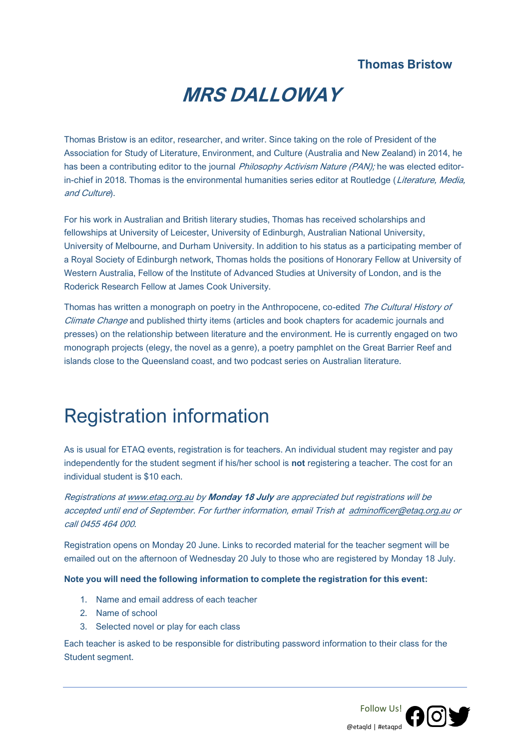### Thomas Bristow

# *MRS DALLOWAY*

Thomas Bristow is an editor, researcher, and writer. Since taking on the role of President of the Association for Study of Literature, Environment, and Culture (Australia and New Zealand) in 2014, he has been a contributing editor to the journal *Philosophy Activism Nature (PAN);* he was elected editor-in-chief in 2018. Thomas is the environmental humanities series editor at Routledge (*Literature, Media, and Culture*).

For his work in Australian and British literary studies, Thomas has received scholarships and fellowships at University of Leicester, University of Edinburgh, Australian National University, University of Melbourne, and Durham University. In addition to his status as a participating member of a Royal Society of Edinburgh network, Thomas holds the positions of Honorary Fellow at University of Western Australia, Fellow of the Institute of Advanced Studies at University of London, and is the Roderick Research Fellow at James Cook University.

Thomas has written a monograph on poetry in the Anthropocene, co-edited *The Cultural History of Climate Change* and published thirty items (articles and book chapters for academic journals and presses) on the relationship between literature and the environment. He is currently engaged on two monograph projects (elegy, the novel as a genre), a poetry pamphlet on the Great Barrier Reef and islands close to the Queensland coast, and two podcast series on Australian literature.

# Registration information

As is usual for ETAQ events, registration is for teachers. An individual student may register and pay independently for the student segment if his/her school is **not** registering a teacher. The cost for an individual student is $10 each.

*Registrations at www.etaq.org.au by **Monday 18 July** are appreciated but registrations will be accepted until end of September. For further information, email Trish at adminofficer@etaq.org.au or call 0455 464 000.*

Registration opens on Monday 20 June. Links to recorded material for the teacher segment will be emailed out on the afternoon of Wednesday 20 July to those who are registered by Monday 18 July.

**Note you will need the following information to complete the registration for this event:**

1. Name and email address of each teacher
2. Name of school
3. Selected novel or play for each class

Each teacher is asked to be responsible for distributing password information to their class for the Student segment.

Follow Us!
@etaqld | #etaqpd